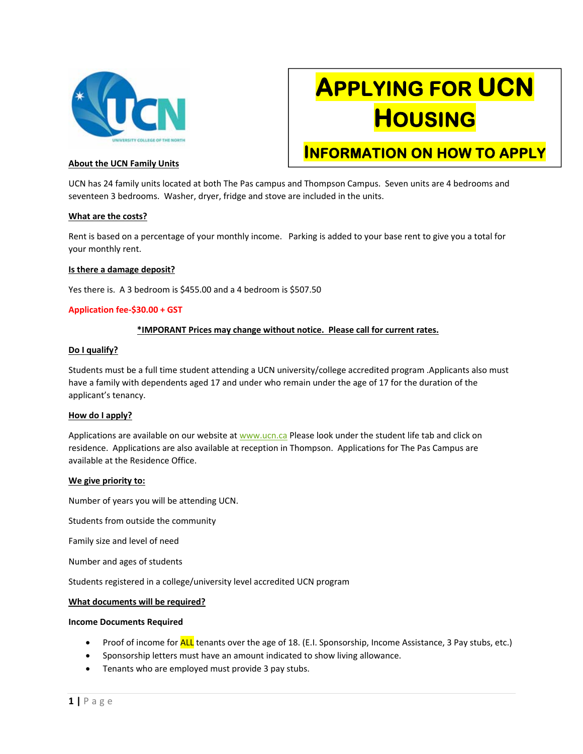# Applying for UCN Housing

## Information on how to apply

**About the UCN Family Units**

UCN has 24 family units located at both The Pas campus and Thompson Campus. Seven units are 4 bedrooms and seventeen 3 bedrooms. Washer, dryer, fridge and stove are included in the units.

**What are the costs?**

Rent is based on a percentage of your monthly income. Parking is added to your base rent to give you a total for your monthly rent.

**Is there a damage deposit?**

Yes there is. A 3 bedroom is $455.00 and a 4 bedroom is $507.50

**Application fee-$30.00 + GST**

**\*IMPORANT Prices may change without notice. Please call for current rates.**

**Do I qualify?**

Students must be a full time student attending a UCN university/college accredited program .Applicants also must have a family with dependents aged 17 and under who remain under the age of 17 for the duration of the applicant's tenancy.

**How do I apply?**

Applications are available on our website at www.ucn.ca Please look under the student life tab and click on residence. Applications are also available at reception in Thompson. Applications for The Pas Campus are available at the Residence Office.

**We give priority to:**

Number of years you will be attending UCN.

Students from outside the community

Family size and level of need

Number and ages of students

Students registered in a college/university level accredited UCN program

**What documents will be required?**

**Income Documents Required**

- Proof of income for ALL tenants over the age of 18. (E.I. Sponsorship, Income Assistance, 3 Pay stubs, etc.)
- Sponsorship letters must have an amount indicated to show living allowance.
- Tenants who are employed must provide 3 pay stubs.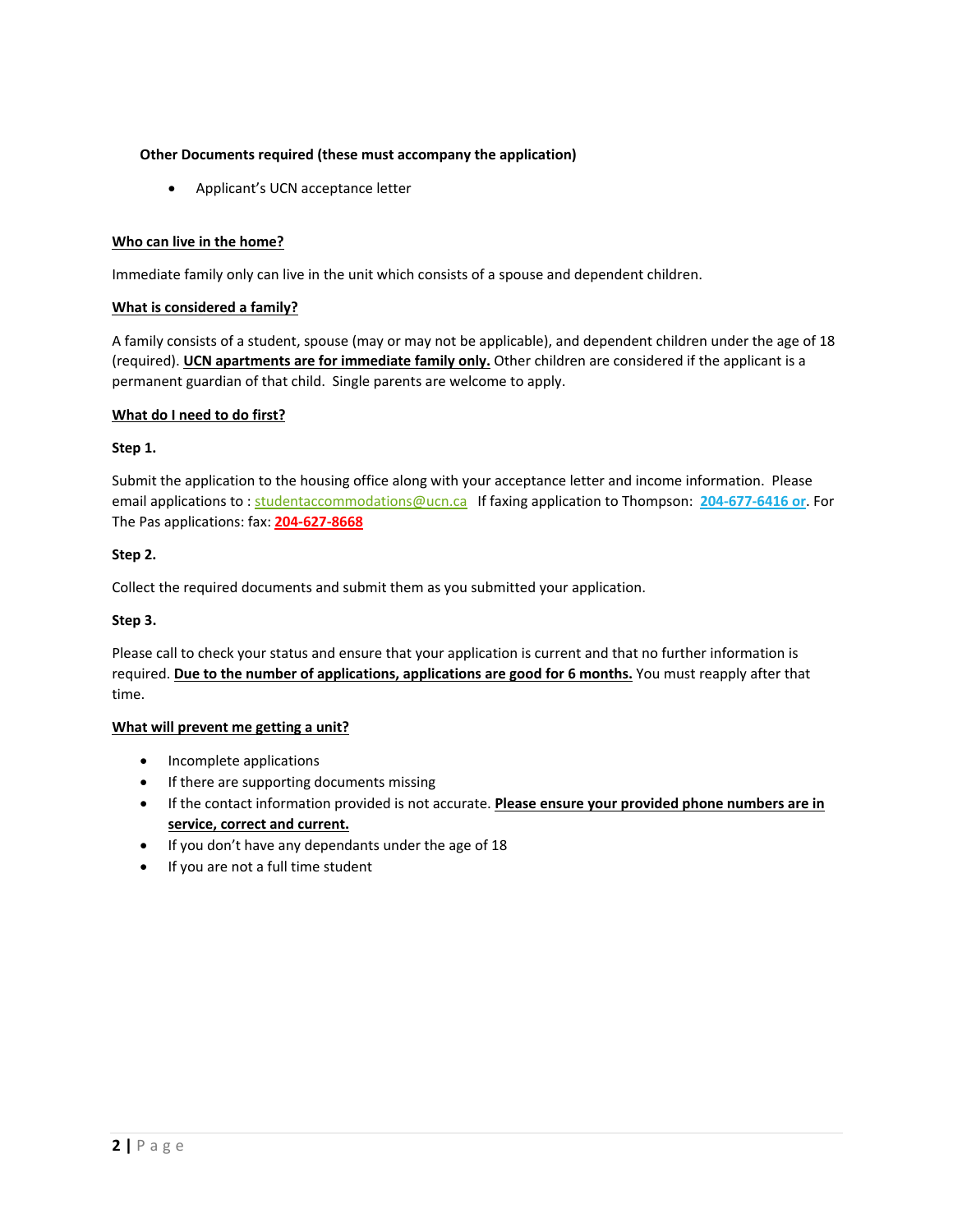**Other Documents required (these must accompany the application)**

- Applicant's UCN acceptance letter

**<u>Who can live in the home?</u>**

Immediate family only can live in the unit which consists of a spouse and dependent children.

**<u>What is considered a family?</u>**

A family consists of a student, spouse (may or may not be applicable), and dependent children under the age of 18 (required). **<u>UCN apartments are for immediate family only.</u>** Other children are considered if the applicant is a permanent guardian of that child. Single parents are welcome to apply.

**<u>What do I need to do first?</u>**

**Step 1.**

Submit the application to the housing office along with your acceptance letter and income information. Please email applications to : studentaccommodations@ucn.ca If faxing application to Thompson: **204-677-6416 or**. For The Pas applications: fax: **204-627-8668**

**Step 2.**

Collect the required documents and submit them as you submitted your application.

**Step 3.**

Please call to check your status and ensure that your application is current and that no further information is required. **<u>Due to the number of applications, applications are good for 6 months.</u>** You must reapply after that time.

**<u>What will prevent me getting a unit?</u>**

- Incomplete applications
- If there are supporting documents missing
- If the contact information provided is not accurate. **<u>Please ensure your provided phone numbers are in service, correct and current.</u>**
- If you don't have any dependants under the age of 18
- If you are not a full time student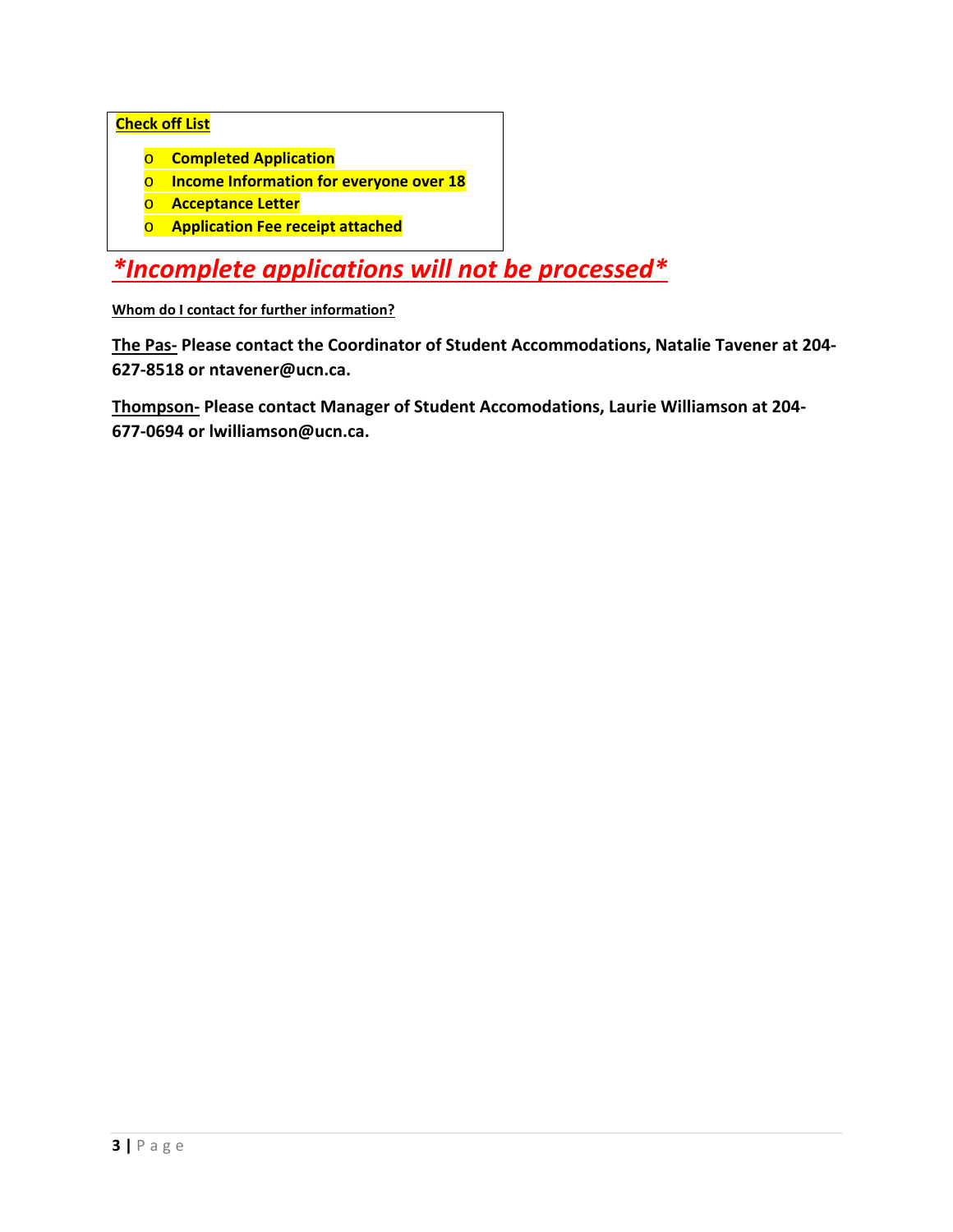**Check off List**

- **Completed Application**
- **Income Information for everyone over 18**
- **Acceptance Letter**
- **Application Fee receipt attached**

***\*Incomplete applications will not be processed\****

**Whom do I contact for further information?**

**The Pas- Please contact the Coordinator of Student Accommodations, Natalie Tavener at 204-627-8518 or ntavener@ucn.ca.**

**Thompson- Please contact Manager of Student Accomodations, Laurie Williamson at 204-677-0694 or lwilliamson@ucn.ca.**